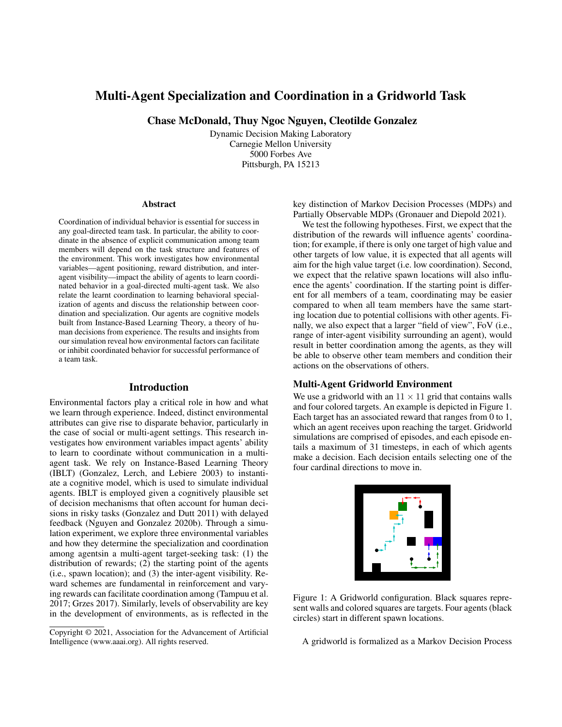# Multi-Agent Specialization and Coordination in a Gridworld Task

**Chase McDonald, Thuy Ngoc Nguyen, Cleotilde Gonzalez**

Dynamic Decision Making Laboratory
Carnegie Mellon University
5000 Forbes Ave
Pittsburgh, PA 15213

## Abstract

Coordination of individual behavior is essential for success in any goal-directed team task. In particular, the ability to coordinate in the absence of explicit communication among team members will depend on the task structure and features of the environment. This work investigates how environmental variables—agent positioning, reward distribution, and inter-agent visibility—impact the ability of agents to learn coordinated behavior in a goal-directed multi-agent task. We also relate the learnt coordination to learning behavioral specialization of agents and discuss the relationship between coordination and specialization. Our agents are cognitive models built from Instance-Based Learning Theory, a theory of human decisions from experience. The results and insights from our simulation reveal how environmental factors can facilitate or inhibit coordinated behavior for successful performance of a team task.

## Introduction

Environmental factors play a critical role in how and what we learn through experience. Indeed, distinct environmental attributes can give rise to disparate behavior, particularly in the case of social or multi-agent settings. This research investigates how environment variables impact agents' ability to learn to coordinate without communication in a multi-agent task. We rely on Instance-Based Learning Theory (IBLT) (Gonzalez, Lerch, and Lebiere 2003) to instantiate a cognitive model, which is used to simulate individual agents. IBLT is employed given a cognitively plausible set of decision mechanisms that often account for human decisions in risky tasks (Gonzalez and Dutt 2011) with delayed feedback (Nguyen and Gonzalez 2020b). Through a simulation experiment, we explore three environmental variables and how they determine the specialization and coordination among agentsin a multi-agent target-seeking task: (1) the distribution of rewards; (2) the starting point of the agents (i.e., spawn location); and (3) the inter-agent visibility. Reward schemes are fundamental in reinforcement and varying rewards can facilitate coordination among (Tampuu et al. 2017; Grzes 2017). Similarly, levels of observability are key in the development of environments, as is reflected in the key distinction of Markov Decision Processes (MDPs) and Partially Observable MDPs (Gronauer and Diepold 2021).

We test the following hypotheses. First, we expect that the distribution of the rewards will influence agents' coordination; for example, if there is only one target of high value and other targets of low value, it is expected that all agents will aim for the high value target (i.e. low coordination). Second, we expect that the relative spawn locations will also influence the agents' coordination. If the starting point is different for all members of a team, coordinating may be easier compared to when all team members have the same starting location due to potential collisions with other agents. Finally, we also expect that a larger "field of view", FoV (i.e., range of inter-agent visibility surrounding an agent), would result in better coordination among the agents, as they will be able to observe other team members and condition their actions on the observations of others.

### Multi-Agent Gridworld Environment

We use a gridworld with an $11 \times 11$ grid that contains walls and four colored targets. An example is depicted in Figure 1. Each target has an associated reward that ranges from 0 to 1, which an agent receives upon reaching the target. Gridworld simulations are comprised of episodes, and each episode entails a maximum of 31 timesteps, in each of which agents make a decision. Each decision entails selecting one of the four cardinal directions to move in.

Figure 1: A Gridworld configuration. Black squares represent walls and colored squares are targets. Four agents (black circles) start in different spawn locations.

A gridworld is formalized as a Markov Decision Process

Copyright © 2021, Association for the Advancement of Artificial Intelligence (www.aaai.org). All rights reserved.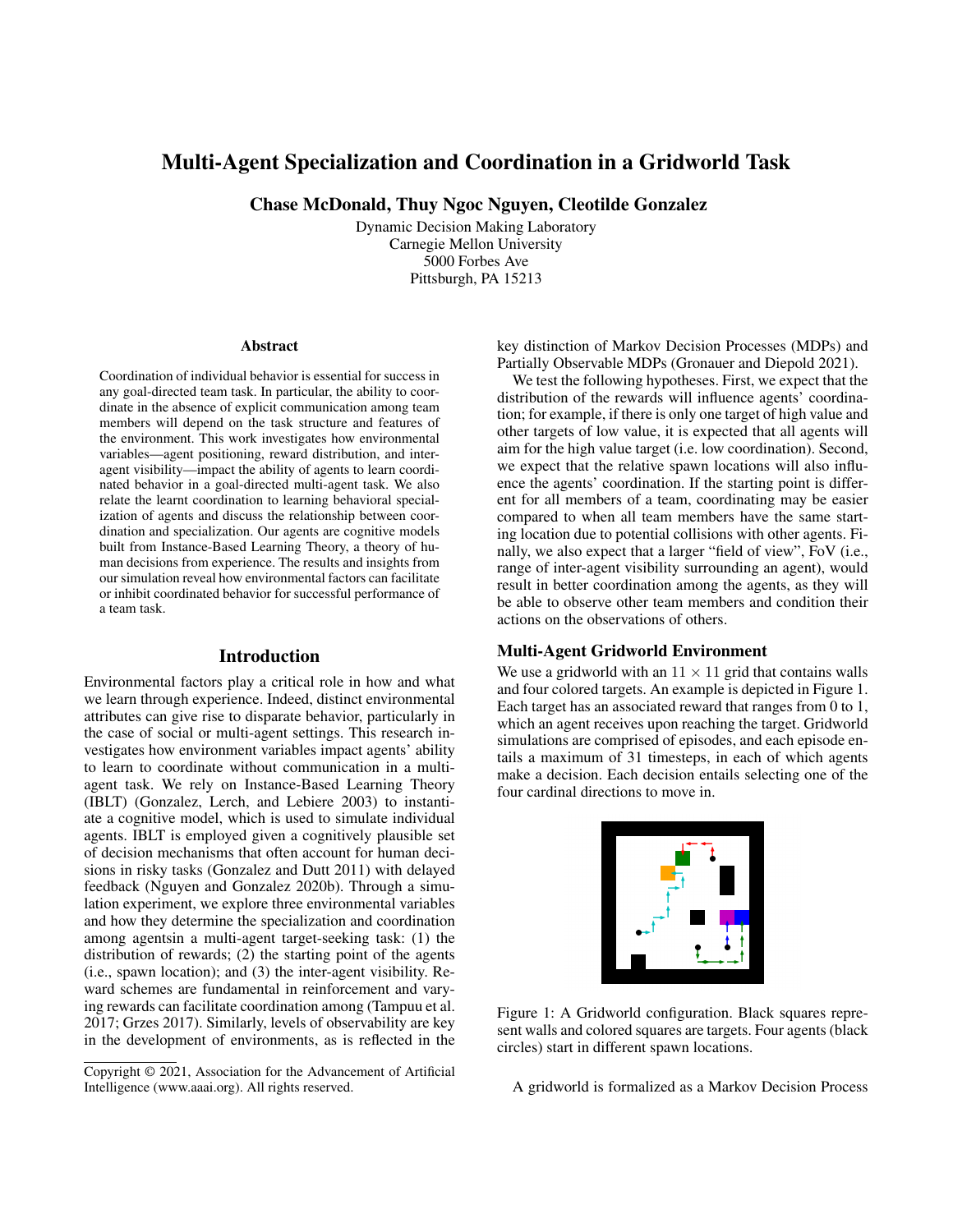# Multi-Agent Specialization and Coordination in a Gridworld Task

**Chase McDonald, Thuy Ngoc Nguyen, Cleotilde Gonzalez**

Dynamic Decision Making Laboratory
Carnegie Mellon University
5000 Forbes Ave
Pittsburgh, PA 15213

## Abstract

Coordination of individual behavior is essential for success in any goal-directed team task. In particular, the ability to coordinate in the absence of explicit communication among team members will depend on the task structure and features of the environment. This work investigates how environmental variables—agent positioning, reward distribution, and inter-agent visibility—impact the ability of agents to learn coordinated behavior in a goal-directed multi-agent task. We also relate the learnt coordination to learning behavioral specialization of agents and discuss the relationship between coordination and specialization. Our agents are cognitive models built from Instance-Based Learning Theory, a theory of human decisions from experience. The results and insights from our simulation reveal how environmental factors can facilitate or inhibit coordinated behavior for successful performance of a team task.

## Introduction

Environmental factors play a critical role in how and what we learn through experience. Indeed, distinct environmental attributes can give rise to disparate behavior, particularly in the case of social or multi-agent settings. This research investigates how environment variables impact agents' ability to learn to coordinate without communication in a multi-agent task. We rely on Instance-Based Learning Theory (IBLT) (Gonzalez, Lerch, and Lebiere 2003) to instantiate a cognitive model, which is used to simulate individual agents. IBLT is employed given a cognitively plausible set of decision mechanisms that often account for human decisions in risky tasks (Gonzalez and Dutt 2011) with delayed feedback (Nguyen and Gonzalez 2020b). Through a simulation experiment, we explore three environmental variables and how they determine the specialization and coordination among agentsin a multi-agent target-seeking task: (1) the distribution of rewards; (2) the starting point of the agents (i.e., spawn location); and (3) the inter-agent visibility. Reward schemes are fundamental in reinforcement and varying rewards can facilitate coordination among (Tampuu et al. 2017; Grzes 2017). Similarly, levels of observability are key in the development of environments, as is reflected in the key distinction of Markov Decision Processes (MDPs) and Partially Observable MDPs (Gronauer and Diepold 2021).

We test the following hypotheses. First, we expect that the distribution of the rewards will influence agents' coordination; for example, if there is only one target of high value and other targets of low value, it is expected that all agents will aim for the high value target (i.e. low coordination). Second, we expect that the relative spawn locations will also influence the agents' coordination. If the starting point is different for all members of a team, coordinating may be easier compared to when all team members have the same starting location due to potential collisions with other agents. Finally, we also expect that a larger "field of view", FoV (i.e., range of inter-agent visibility surrounding an agent), would result in better coordination among the agents, as they will be able to observe other team members and condition their actions on the observations of others.

### Multi-Agent Gridworld Environment

We use a gridworld with an $11 \times 11$ grid that contains walls and four colored targets. An example is depicted in Figure 1. Each target has an associated reward that ranges from 0 to 1, which an agent receives upon reaching the target. Gridworld simulations are comprised of episodes, and each episode entails a maximum of 31 timesteps, in each of which agents make a decision. Each decision entails selecting one of the four cardinal directions to move in.

Figure 1: A Gridworld configuration. Black squares represent walls and colored squares are targets. Four agents (black circles) start in different spawn locations.

A gridworld is formalized as a Markov Decision Process

Copyright © 2021, Association for the Advancement of Artificial Intelligence (www.aaai.org). All rights reserved.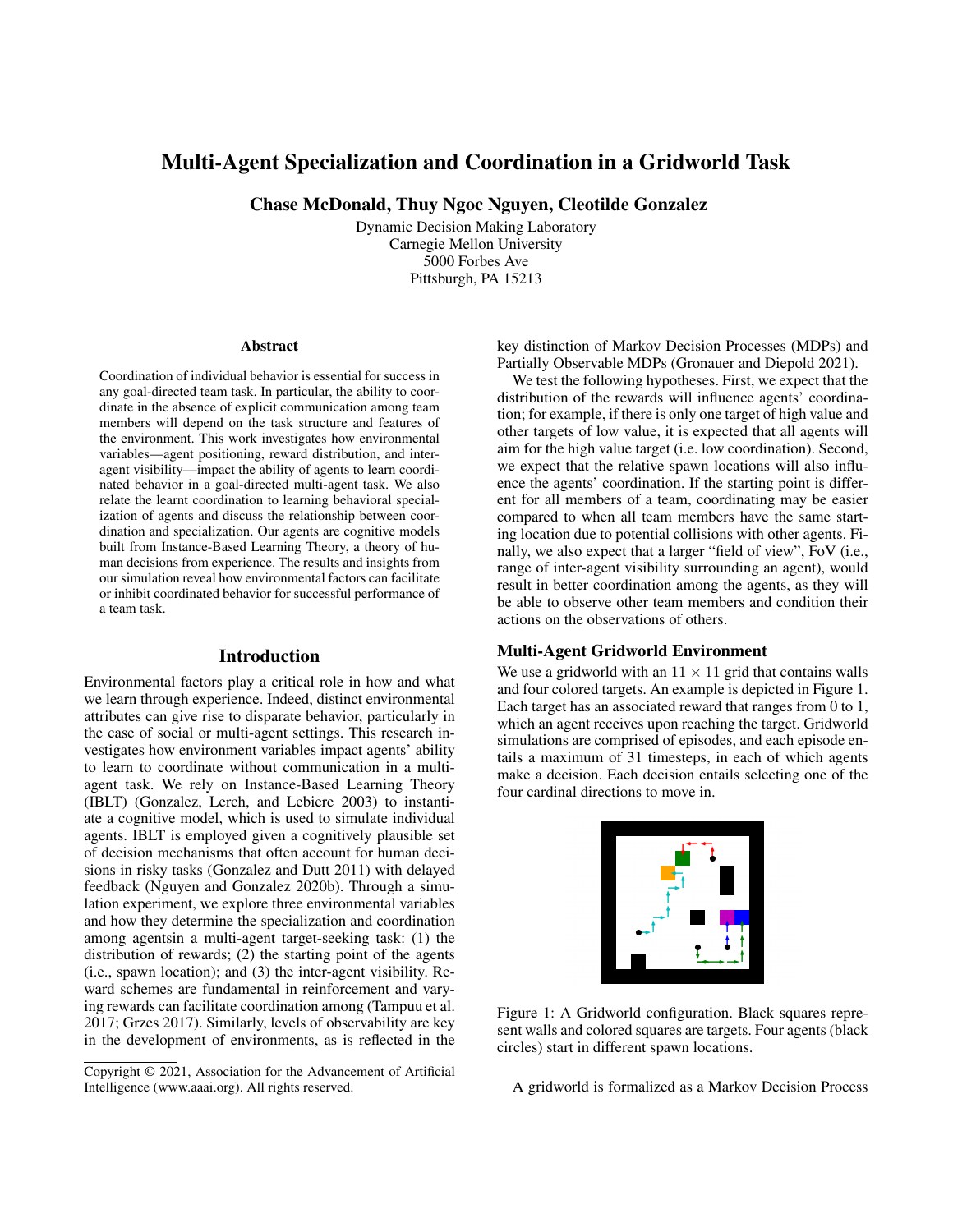# Multi-Agent Specialization and Coordination in a Gridworld Task

**Chase McDonald, Thuy Ngoc Nguyen, Cleotilde Gonzalez**

Dynamic Decision Making Laboratory
Carnegie Mellon University
5000 Forbes Ave
Pittsburgh, PA 15213

### Abstract

Coordination of individual behavior is essential for success in any goal-directed team task. In particular, the ability to coordinate in the absence of explicit communication among team members will depend on the task structure and features of the environment. This work investigates how environmental variables—agent positioning, reward distribution, and inter-agent visibility—impact the ability of agents to learn coordinated behavior in a goal-directed multi-agent task. We also relate the learnt coordination to learning behavioral specialization of agents and discuss the relationship between coordination and specialization. Our agents are cognitive models built from Instance-Based Learning Theory, a theory of human decisions from experience. The results and insights from our simulation reveal how environmental factors can facilitate or inhibit coordinated behavior for successful performance of a team task.

## Introduction

Environmental factors play a critical role in how and what we learn through experience. Indeed, distinct environmental attributes can give rise to disparate behavior, particularly in the case of social or multi-agent settings. This research investigates how environment variables impact agents' ability to learn to coordinate without communication in a multi-agent task. We rely on Instance-Based Learning Theory (IBLT) (Gonzalez, Lerch, and Lebiere 2003) to instantiate a cognitive model, which is used to simulate individual agents. IBLT is employed given a cognitively plausible set of decision mechanisms that often account for human decisions in risky tasks (Gonzalez and Dutt 2011) with delayed feedback (Nguyen and Gonzalez 2020b). Through a simulation experiment, we explore three environmental variables and how they determine the specialization and coordination among agentsin a multi-agent target-seeking task: (1) the distribution of rewards; (2) the starting point of the agents (i.e., spawn location); and (3) the inter-agent visibility. Reward schemes are fundamental in reinforcement and varying rewards can facilitate coordination among (Tampuu et al. 2017; Grzes 2017). Similarly, levels of observability are key in the development of environments, as is reflected in the key distinction of Markov Decision Processes (MDPs) and Partially Observable MDPs (Gronauer and Diepold 2021).

We test the following hypotheses. First, we expect that the distribution of the rewards will influence agents' coordination; for example, if there is only one target of high value and other targets of low value, it is expected that all agents will aim for the high value target (i.e. low coordination). Second, we expect that the relative spawn locations will also influence the agents' coordination. If the starting point is different for all members of a team, coordinating may be easier compared to when all team members have the same starting location due to potential collisions with other agents. Finally, we also expect that a larger "field of view", FoV (i.e., range of inter-agent visibility surrounding an agent), would result in better coordination among the agents, as they will be able to observe other team members and condition their actions on the observations of others.

### Multi-Agent Gridworld Environment

We use a gridworld with an $11 \times 11$ grid that contains walls and four colored targets. An example is depicted in Figure 1. Each target has an associated reward that ranges from 0 to 1, which an agent receives upon reaching the target. Gridworld simulations are comprised of episodes, and each episode entails a maximum of 31 timesteps, in each of which agents make a decision. Each decision entails selecting one of the four cardinal directions to move in.

Figure 1: A Gridworld configuration. Black squares represent walls and colored squares are targets. Four agents (black circles) start in different spawn locations.

A gridworld is formalized as a Markov Decision Process

Copyright © 2021, Association for the Advancement of Artificial Intelligence (www.aaai.org). All rights reserved.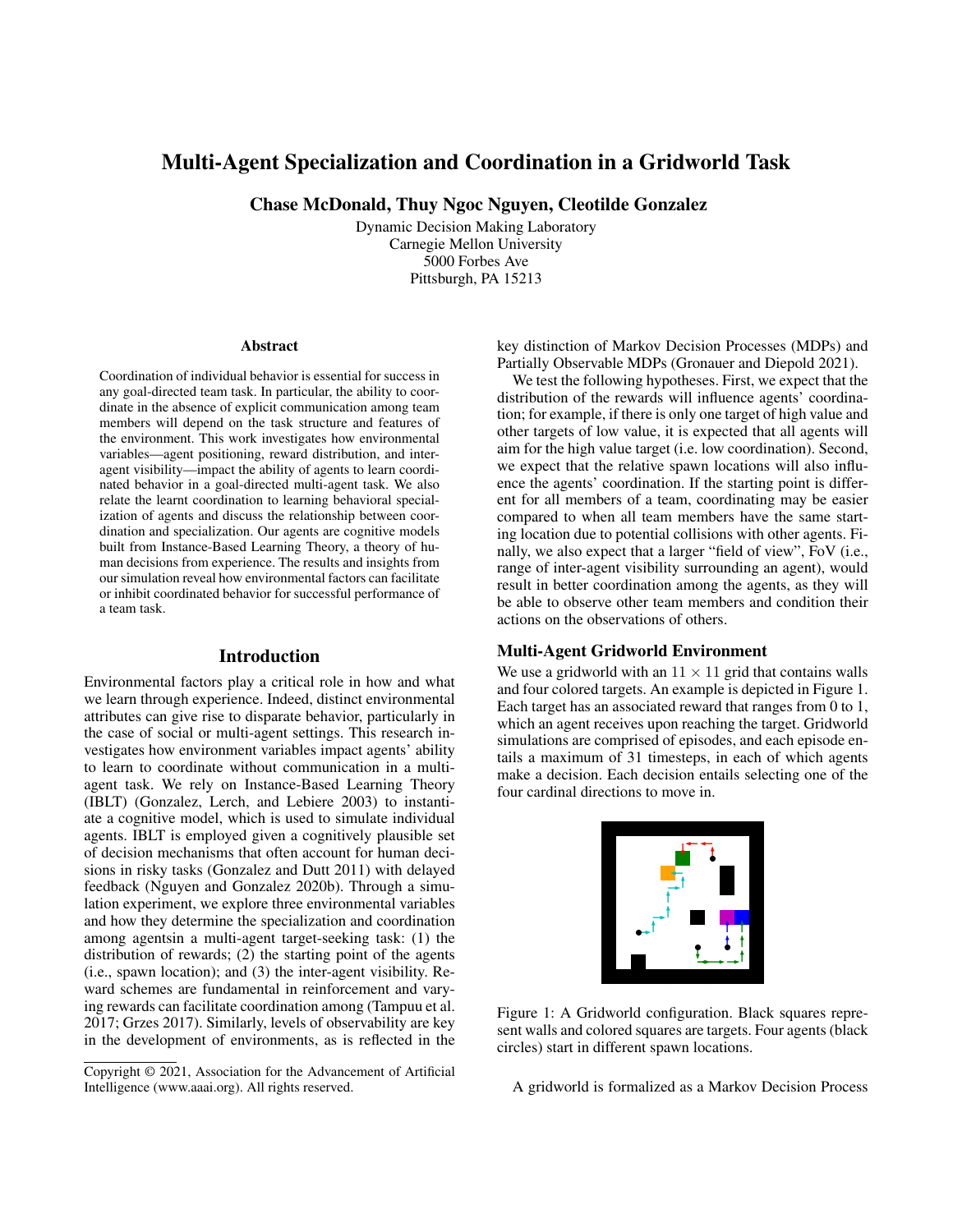# Multi-Agent Specialization and Coordination in a Gridworld Task

**Chase McDonald, Thuy Ngoc Nguyen, Cleotilde Gonzalez**

Dynamic Decision Making Laboratory
Carnegie Mellon University
5000 Forbes Ave
Pittsburgh, PA 15213

### Abstract

Coordination of individual behavior is essential for success in any goal-directed team task. In particular, the ability to coordinate in the absence of explicit communication among team members will depend on the task structure and features of the environment. This work investigates how environmental variables—agent positioning, reward distribution, and inter-agent visibility—impact the ability of agents to learn coordinated behavior in a goal-directed multi-agent task. We also relate the learnt coordination to learning behavioral specialization of agents and discuss the relationship between coordination and specialization. Our agents are cognitive models built from Instance-Based Learning Theory, a theory of human decisions from experience. The results and insights from our simulation reveal how environmental factors can facilitate or inhibit coordinated behavior for successful performance of a team task.

## Introduction

Environmental factors play a critical role in how and what we learn through experience. Indeed, distinct environmental attributes can give rise to disparate behavior, particularly in the case of social or multi-agent settings. This research investigates how environment variables impact agents' ability to learn to coordinate without communication in a multi-agent task. We rely on Instance-Based Learning Theory (IBLT) (Gonzalez, Lerch, and Lebiere 2003) to instantiate a cognitive model, which is used to simulate individual agents. IBLT is employed given a cognitively plausible set of decision mechanisms that often account for human decisions in risky tasks (Gonzalez and Dutt 2011) with delayed feedback (Nguyen and Gonzalez 2020b). Through a simulation experiment, we explore three environmental variables and how they determine the specialization and coordination among agentsin a multi-agent target-seeking task: (1) the distribution of rewards; (2) the starting point of the agents (i.e., spawn location); and (3) the inter-agent visibility. Reward schemes are fundamental in reinforcement and varying rewards can facilitate coordination among (Tampuu et al. 2017; Grzes 2017). Similarly, levels of observability are key in the development of environments, as is reflected in the key distinction of Markov Decision Processes (MDPs) and Partially Observable MDPs (Gronauer and Diepold 2021).

We test the following hypotheses. First, we expect that the distribution of the rewards will influence agents' coordination; for example, if there is only one target of high value and other targets of low value, it is expected that all agents will aim for the high value target (i.e. low coordination). Second, we expect that the relative spawn locations will also influence the agents' coordination. If the starting point is different for all members of a team, coordinating may be easier compared to when all team members have the same starting location due to potential collisions with other agents. Finally, we also expect that a larger "field of view", FoV (i.e., range of inter-agent visibility surrounding an agent), would result in better coordination among the agents, as they will be able to observe other team members and condition their actions on the observations of others.

### Multi-Agent Gridworld Environment

We use a gridworld with an $11 \times 11$ grid that contains walls and four colored targets. An example is depicted in Figure 1. Each target has an associated reward that ranges from 0 to 1, which an agent receives upon reaching the target. Gridworld simulations are comprised of episodes, and each episode entails a maximum of 31 timesteps, in each of which agents make a decision. Each decision entails selecting one of the four cardinal directions to move in.

Figure 1: A Gridworld configuration. Black squares represent walls and colored squares are targets. Four agents (black circles) start in different spawn locations.

A gridworld is formalized as a Markov Decision Process

Copyright © 2021, Association for the Advancement of Artificial Intelligence (www.aaai.org). All rights reserved.